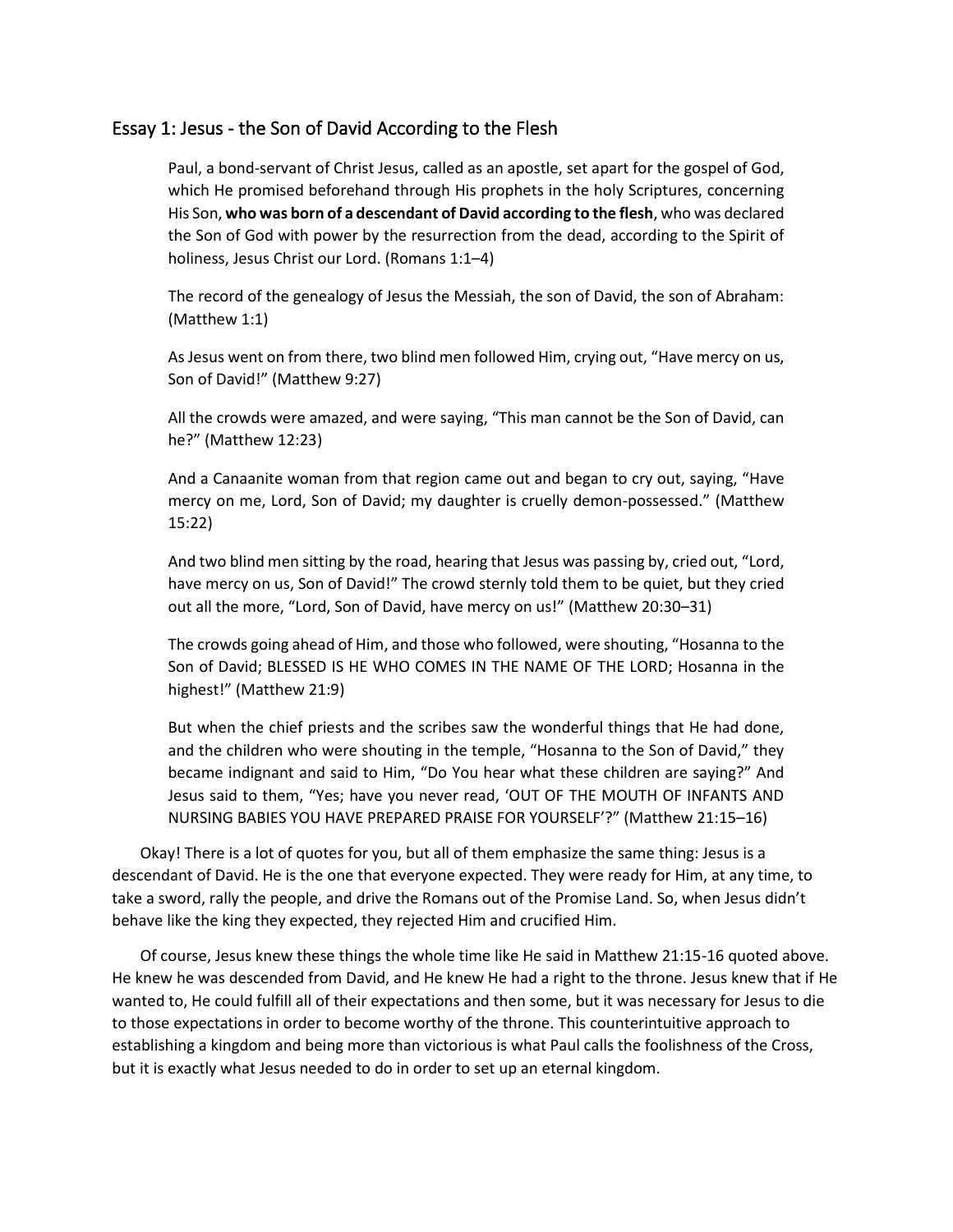## Essay 1: Jesus - the Son of David According to the Flesh

> Paul, a bond-servant of Christ Jesus, called as an apostle, set apart for the gospel of God, which He promised beforehand through His prophets in the holy Scriptures, concerning His Son, **who was born of a descendant of David according to the flesh**, who was declared the Son of God with power by the resurrection from the dead, according to the Spirit of holiness, Jesus Christ our Lord. (Romans 1:1–4)
>
> The record of the genealogy of Jesus the Messiah, the son of David, the son of Abraham: (Matthew 1:1)
>
> As Jesus went on from there, two blind men followed Him, crying out, "Have mercy on us, Son of David!" (Matthew 9:27)
>
> All the crowds were amazed, and were saying, "This man cannot be the Son of David, can he?" (Matthew 12:23)
>
> And a Canaanite woman from that region came out and began to cry out, saying, "Have mercy on me, Lord, Son of David; my daughter is cruelly demon-possessed." (Matthew 15:22)
>
> And two blind men sitting by the road, hearing that Jesus was passing by, cried out, "Lord, have mercy on us, Son of David!" The crowd sternly told them to be quiet, but they cried out all the more, "Lord, Son of David, have mercy on us!" (Matthew 20:30–31)
>
> The crowds going ahead of Him, and those who followed, were shouting, "Hosanna to the Son of David; BLESSED IS HE WHO COMES IN THE NAME OF THE LORD; Hosanna in the highest!" (Matthew 21:9)
>
> But when the chief priests and the scribes saw the wonderful things that He had done, and the children who were shouting in the temple, "Hosanna to the Son of David," they became indignant and said to Him, "Do You hear what these children are saying?" And Jesus said to them, "Yes; have you never read, 'OUT OF THE MOUTH OF INFANTS AND NURSING BABIES YOU HAVE PREPARED PRAISE FOR YOURSELF'?" (Matthew 21:15–16)

Okay! There is a lot of quotes for you, but all of them emphasize the same thing: Jesus is a descendant of David. He is the one that everyone expected. They were ready for Him, at any time, to take a sword, rally the people, and drive the Romans out of the Promise Land. So, when Jesus didn't behave like the king they expected, they rejected Him and crucified Him.

Of course, Jesus knew these things the whole time like He said in Matthew 21:15-16 quoted above. He knew he was descended from David, and He knew He had a right to the throne. Jesus knew that if He wanted to, He could fulfill all of their expectations and then some, but it was necessary for Jesus to die to those expectations in order to become worthy of the throne. This counterintuitive approach to establishing a kingdom and being more than victorious is what Paul calls the foolishness of the Cross, but it is exactly what Jesus needed to do in order to set up an eternal kingdom.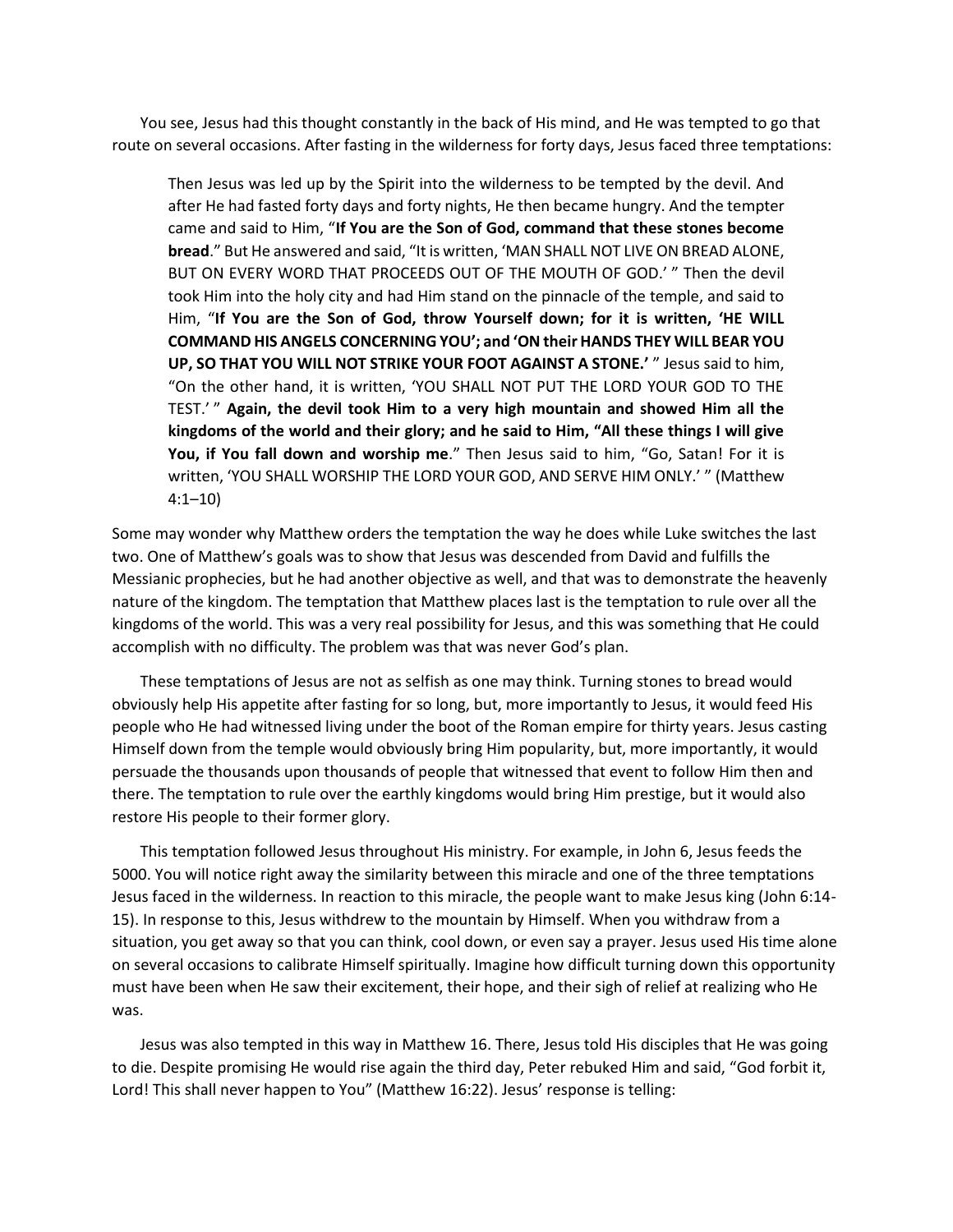You see, Jesus had this thought constantly in the back of His mind, and He was tempted to go that route on several occasions. After fasting in the wilderness for forty days, Jesus faced three temptations:

> Then Jesus was led up by the Spirit into the wilderness to be tempted by the devil. And after He had fasted forty days and forty nights, He then became hungry. And the tempter came and said to Him, "**If You are the Son of God, command that these stones become bread**." But He answered and said, "It is written, 'MAN SHALL NOT LIVE ON BREAD ALONE, BUT ON EVERY WORD THAT PROCEEDS OUT OF THE MOUTH OF GOD.' " Then the devil took Him into the holy city and had Him stand on the pinnacle of the temple, and said to Him, "**If You are the Son of God, throw Yourself down; for it is written, 'HE WILL COMMAND HIS ANGELS CONCERNING YOU'; and 'ON their HANDS THEY WILL BEAR YOU UP, SO THAT YOU WILL NOT STRIKE YOUR FOOT AGAINST A STONE.'** " Jesus said to him, "On the other hand, it is written, 'YOU SHALL NOT PUT THE LORD YOUR GOD TO THE TEST.' " **Again, the devil took Him to a very high mountain and showed Him all the kingdoms of the world and their glory; and he said to Him, "All these things I will give You, if You fall down and worship me**." Then Jesus said to him, "Go, Satan! For it is written, 'YOU SHALL WORSHIP THE LORD YOUR GOD, AND SERVE HIM ONLY.' " (Matthew 4:1–10)

Some may wonder why Matthew orders the temptation the way he does while Luke switches the last two. One of Matthew's goals was to show that Jesus was descended from David and fulfills the Messianic prophecies, but he had another objective as well, and that was to demonstrate the heavenly nature of the kingdom. The temptation that Matthew places last is the temptation to rule over all the kingdoms of the world. This was a very real possibility for Jesus, and this was something that He could accomplish with no difficulty. The problem was that was never God's plan.

These temptations of Jesus are not as selfish as one may think. Turning stones to bread would obviously help His appetite after fasting for so long, but, more importantly to Jesus, it would feed His people who He had witnessed living under the boot of the Roman empire for thirty years. Jesus casting Himself down from the temple would obviously bring Him popularity, but, more importantly, it would persuade the thousands upon thousands of people that witnessed that event to follow Him then and there. The temptation to rule over the earthly kingdoms would bring Him prestige, but it would also restore His people to their former glory.

This temptation followed Jesus throughout His ministry. For example, in John 6, Jesus feeds the 5000. You will notice right away the similarity between this miracle and one of the three temptations Jesus faced in the wilderness. In reaction to this miracle, the people want to make Jesus king (John 6:14-15). In response to this, Jesus withdrew to the mountain by Himself. When you withdraw from a situation, you get away so that you can think, cool down, or even say a prayer. Jesus used His time alone on several occasions to calibrate Himself spiritually. Imagine how difficult turning down this opportunity must have been when He saw their excitement, their hope, and their sigh of relief at realizing who He was.

Jesus was also tempted in this way in Matthew 16. There, Jesus told His disciples that He was going to die. Despite promising He would rise again the third day, Peter rebuked Him and said, "God forbid it, Lord! This shall never happen to You" (Matthew 16:22). Jesus' response is telling: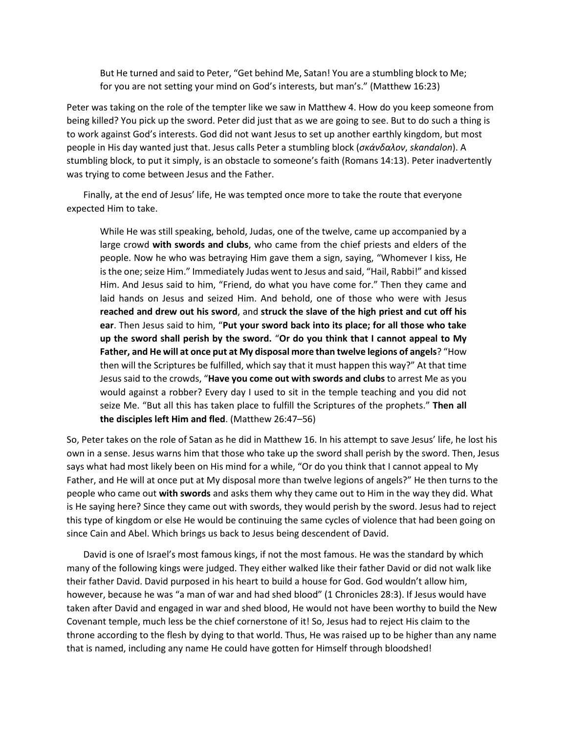> But He turned and said to Peter, "Get behind Me, Satan! You are a stumbling block to Me; for you are not setting your mind on God's interests, but man's." (Matthew 16:23)

Peter was taking on the role of the tempter like we saw in Matthew 4. How do you keep someone from being killed? You pick up the sword. Peter did just that as we are going to see. But to do such a thing is to work against God's interests. God did not want Jesus to set up another earthly kingdom, but most people in His day wanted just that. Jesus calls Peter a stumbling block (*σκάνδαλον*, *skandalon*). A stumbling block, to put it simply, is an obstacle to someone's faith (Romans 14:13). Peter inadvertently was trying to come between Jesus and the Father.

Finally, at the end of Jesus' life, He was tempted once more to take the route that everyone expected Him to take.

> While He was still speaking, behold, Judas, one of the twelve, came up accompanied by a large crowd **with swords and clubs**, who came from the chief priests and elders of the people. Now he who was betraying Him gave them a sign, saying, "Whomever I kiss, He is the one; seize Him." Immediately Judas went to Jesus and said, "Hail, Rabbi!" and kissed Him. And Jesus said to him, "Friend, do what you have come for." Then they came and laid hands on Jesus and seized Him. And behold, one of those who were with Jesus **reached and drew out his sword**, and **struck the slave of the high priest and cut off his ear**. Then Jesus said to him, "**Put your sword back into its place; for all those who take up the sword shall perish by the sword.** "**Or do you think that I cannot appeal to My Father, and He will at once put at My disposal more than twelve legions of angels**? "How then will the Scriptures be fulfilled, which say that it must happen this way?" At that time Jesus said to the crowds, "**Have you come out with swords and clubs** to arrest Me as you would against a robber? Every day I used to sit in the temple teaching and you did not seize Me. "But all this has taken place to fulfill the Scriptures of the prophets." **Then all the disciples left Him and fled**. (Matthew 26:47–56)

So, Peter takes on the role of Satan as he did in Matthew 16. In his attempt to save Jesus' life, he lost his own in a sense. Jesus warns him that those who take up the sword shall perish by the sword. Then, Jesus says what had most likely been on His mind for a while, "Or do you think that I cannot appeal to My Father, and He will at once put at My disposal more than twelve legions of angels?" He then turns to the people who came out **with swords** and asks them why they came out to Him in the way they did. What is He saying here? Since they came out with swords, they would perish by the sword. Jesus had to reject this type of kingdom or else He would be continuing the same cycles of violence that had been going on since Cain and Abel. Which brings us back to Jesus being descendent of David.

David is one of Israel's most famous kings, if not the most famous. He was the standard by which many of the following kings were judged. They either walked like their father David or did not walk like their father David. David purposed in his heart to build a house for God. God wouldn't allow him, however, because he was "a man of war and had shed blood" (1 Chronicles 28:3). If Jesus would have taken after David and engaged in war and shed blood, He would not have been worthy to build the New Covenant temple, much less be the chief cornerstone of it! So, Jesus had to reject His claim to the throne according to the flesh by dying to that world. Thus, He was raised up to be higher than any name that is named, including any name He could have gotten for Himself through bloodshed!